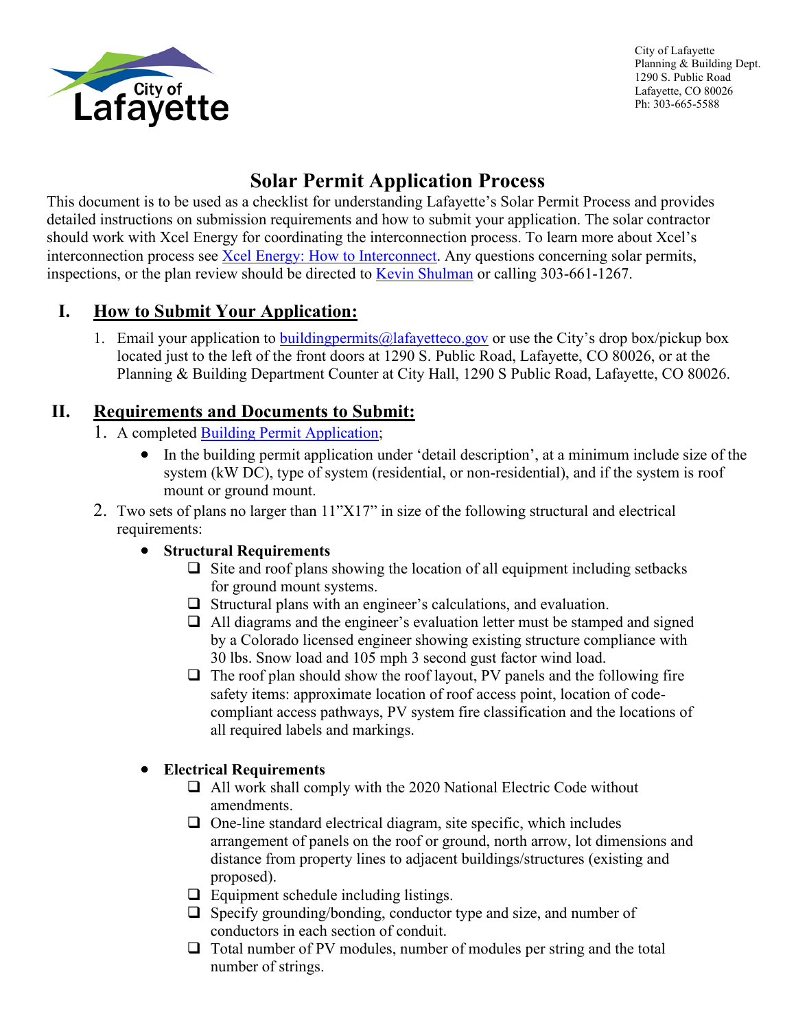City of Lafayette
Planning & Building Dept.
1290 S. Public Road
Lafayette, CO 80026
Ph: 303-665-5588

# Solar Permit Application Process

This document is to be used as a checklist for understanding Lafayette's Solar Permit Process and provides detailed instructions on submission requirements and how to submit your application. The solar contractor should work with Xcel Energy for coordinating the interconnection process. To learn more about Xcel's interconnection process see [Xcel Energy: How to Interconnect](). Any questions concerning solar permits, inspections, or the plan review should be directed to [Kevin Shulman]() or calling 303-661-1267.

## I. How to Submit Your Application:

1. Email your application to [buildingpermits@lafayetteco.gov]() or use the City's drop box/pickup box located just to the left of the front doors at 1290 S. Public Road, Lafayette, CO 80026, or at the Planning & Building Department Counter at City Hall, 1290 S Public Road, Lafayette, CO 80026.

## II. Requirements and Documents to Submit:

1. A completed [Building Permit Application]();
   - In the building permit application under 'detail description', at a minimum include size of the system (kW DC), type of system (residential, or non-residential), and if the system is roof mount or ground mount.
2. Two sets of plans no larger than 11"X17" in size of the following structural and electrical requirements:
   - **Structural Requirements**
     - ❑ Site and roof plans showing the location of all equipment including setbacks for ground mount systems.
     - ❑ Structural plans with an engineer's calculations, and evaluation.
     - ❑ All diagrams and the engineer's evaluation letter must be stamped and signed by a Colorado licensed engineer showing existing structure compliance with 30 lbs. Snow load and 105 mph 3 second gust factor wind load.
     - ❑ The roof plan should show the roof layout, PV panels and the following fire safety items: approximate location of roof access point, location of code-compliant access pathways, PV system fire classification and the locations of all required labels and markings.
   - **Electrical Requirements**
     - ❑ All work shall comply with the 2020 National Electric Code without amendments.
     - ❑ One-line standard electrical diagram, site specific, which includes arrangement of panels on the roof or ground, north arrow, lot dimensions and distance from property lines to adjacent buildings/structures (existing and proposed).
     - ❑ Equipment schedule including listings.
     - ❑ Specify grounding/bonding, conductor type and size, and number of conductors in each section of conduit.
     - ❑ Total number of PV modules, number of modules per string and the total number of strings.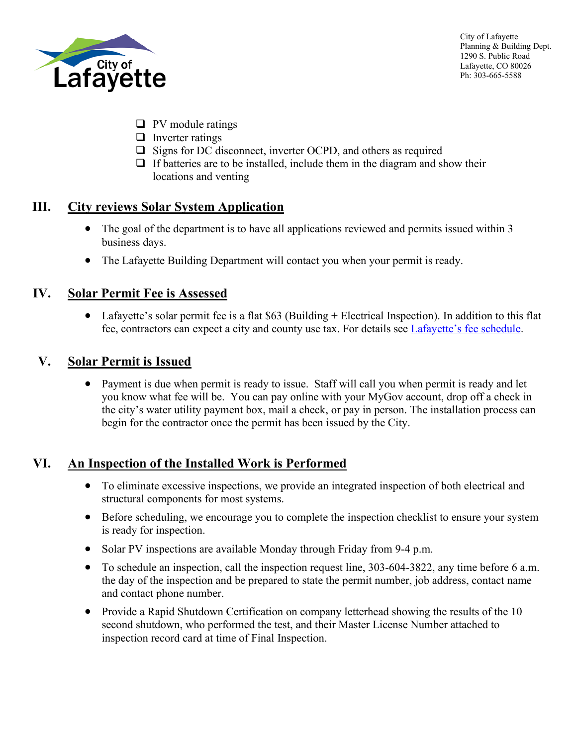- ☐ PV module ratings
- ☐ Inverter ratings
- ☐ Signs for DC disconnect, inverter OCPD, and others as required
- ☐ If batteries are to be installed, include them in the diagram and show their locations and venting

## III. City reviews Solar System Application

- The goal of the department is to have all applications reviewed and permits issued within 3 business days.
- The Lafayette Building Department will contact you when your permit is ready.

## IV. Solar Permit Fee is Assessed

- Lafayette's solar permit fee is a flat $63 (Building + Electrical Inspection). In addition to this flat fee, contractors can expect a city and county use tax. For details see Lafayette's fee schedule.

## V. Solar Permit is Issued

- Payment is due when permit is ready to issue. Staff will call you when permit is ready and let you know what fee will be. You can pay online with your MyGov account, drop off a check in the city's water utility payment box, mail a check, or pay in person. The installation process can begin for the contractor once the permit has been issued by the City.

## VI. An Inspection of the Installed Work is Performed

- To eliminate excessive inspections, we provide an integrated inspection of both electrical and structural components for most systems.
- Before scheduling, we encourage you to complete the inspection checklist to ensure your system is ready for inspection.
- Solar PV inspections are available Monday through Friday from 9-4 p.m.
- To schedule an inspection, call the inspection request line, 303-604-3822, any time before 6 a.m. the day of the inspection and be prepared to state the permit number, job address, contact name and contact phone number.
- Provide a Rapid Shutdown Certification on company letterhead showing the results of the 10 second shutdown, who performed the test, and their Master License Number attached to inspection record card at time of Final Inspection.